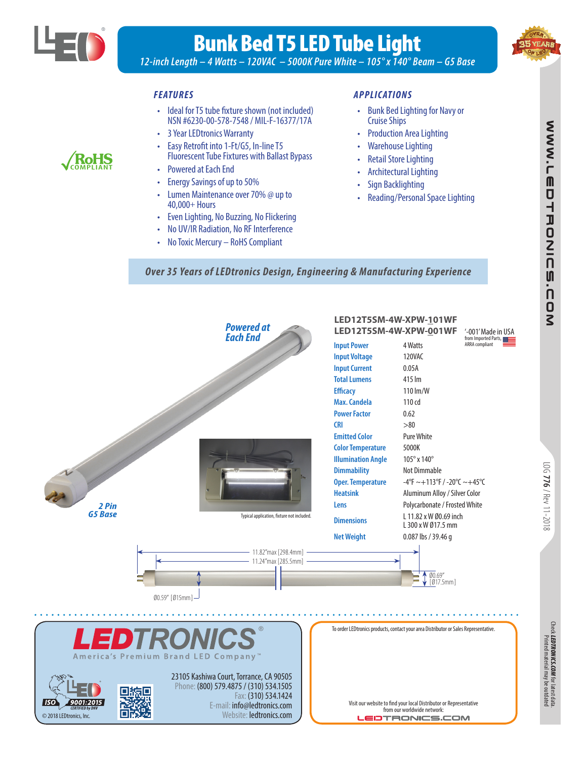# Bunk Bed T5 LED Tube Light

*12-inch Length – 4 Watts – 120VAC – 5000K Pure White – 105° x 140° Beam – G5 Base*

RoHS COMPLIANT

## FEATURES

- Ideal for T5 tube fixture shown (not included) NSN #6230-00-578-7548 / MIL-F-16377/17A
- 3 Year LEDtronics Warranty
- Easy Retrofit into 1-Ft/G5, In-line T5 Fluorescent Tube Fixtures with Ballast Bypass
- Powered at Each End
- Energy Savings of up to 50%
- Lumen Maintenance over 70% @ up to 40,000+ Hours
- Even Lighting, No Buzzing, No Flickering
- No UV/IR Radiation, No RF Interference
- No Toxic Mercury – RoHS Compliant

## APPLICATIONS

- Bunk Bed Lighting for Navy or Cruise Ships
- Production Area Lighting
- Warehouse Lighting
- Retail Store Lighting
- Architectural Lighting
- Sign Backlighting
- Reading/Personal Space Lighting

***Over 35 Years of LEDtronics Design, Engineering & Manufacturing Experience***

*Powered at Each End*

*2 Pin G5 Base*

Typical application, fixture not included.

**LED12T5SM-4W-XPW-101WF**
**LED12T5SM-4W-XPW-001WF**

'-001' Made in USA from Imported Parts, ARRA compliant

| | |
|---|---|
| Input Power | 4 Watts |
| Input Voltage | 120VAC |
| Input Current | 0.05A |
| Total Lumens | 415 lm |
| Efficacy | 110 lm/W |
| Max. Candela | 110 cd |
| Power Factor | 0.62 |
| CRI | >80 |
| Emitted Color | Pure White |
| Color Temperature | 5000K |
| Illumination Angle | 105° x 140° |
| Dimmability | Not Dimmable |
| Oper. Temperature | -4°F ~+113°F / -20°C ~+45°C |
| Heatsink | Aluminum Alloy / Silver Color |
| Lens | Polycarbonate / Frosted White |
| Dimensions | L 11.82 x W Ø0.69 inch<br>L 300 x W Ø17.5 mm |
| Net Weight | 0.087 lbs / 39.46 g |

11.82"max [298.4mm]
11.24"max [285.5mm]
Ø0.69" [Ø17.5mm]
Ø0.59" [Ø15mm]

**LEDTRONICS**®
America's Premium Brand LED Company™

ISO 9001:2015 CERTIFIED by DNV

23105 Kashiwa Court, Torrance, CA 90505
Phone: (800) 579.4875 / (310) 534.1505
Fax: (310) 534.1424
E-mail: info@ledtronics.com
Website: ledtronics.com

© 2018 LEDtronics, Inc.

To order LEDtronics products, contact your area Distributor or Sales Representative.

Visit our website to find your local Distributor or Representative from our worldwide network:
LEDTRONICS.COM

WWW.LEDTRONICS.COM

LOG 776 / Rev 11-2018

Check LEDTRONICS.COM for latest data. Printed material may be outdated.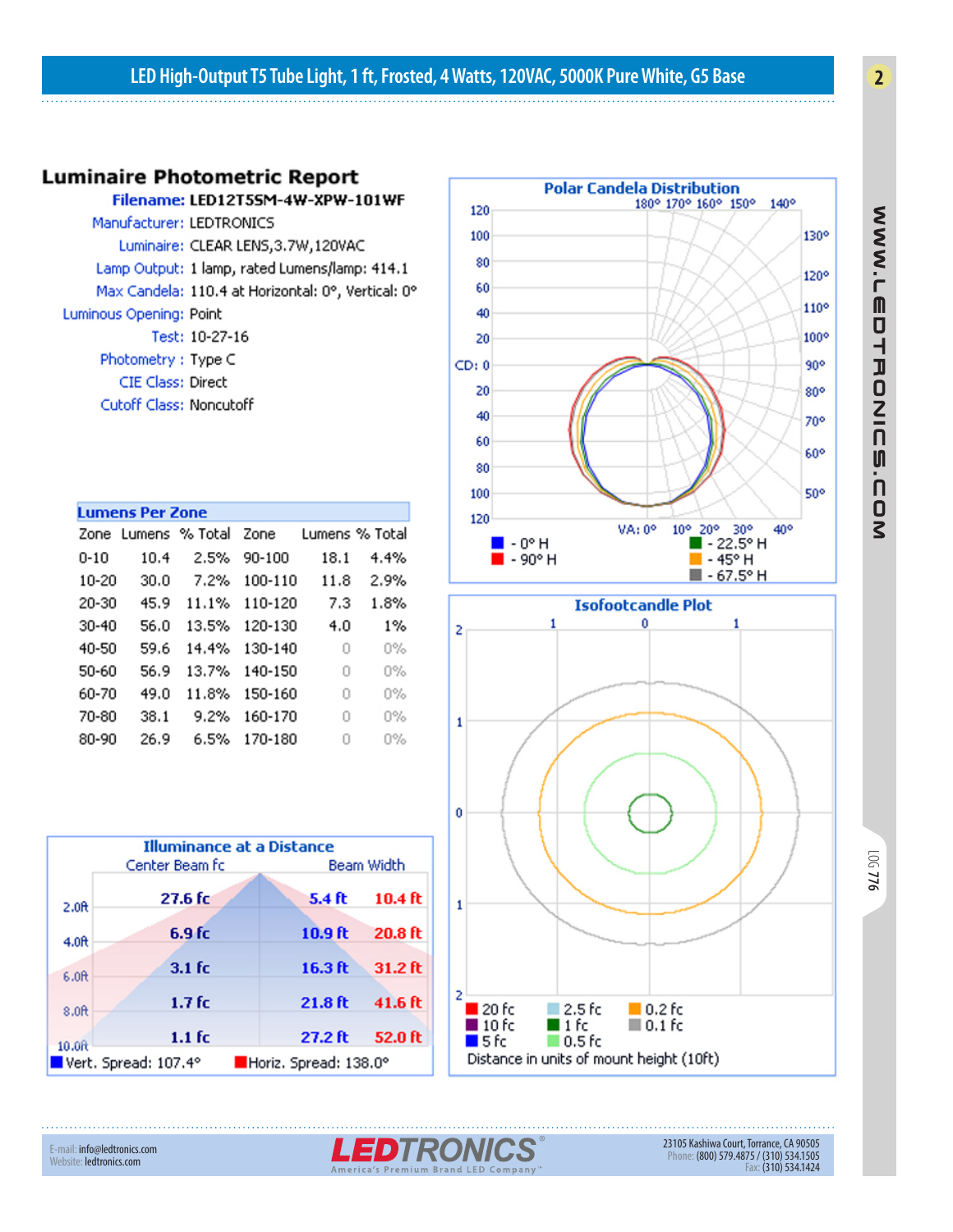## LED High-Output T5 Tube Light, 1 ft, Frosted, 4 Watts, 120VAC, 5000K Pure White, G5 Base

### Luminaire Photometric Report

**Filename:** LED12T5SM-4W-XPW-101WF
Manufacturer: LEDTRONICS
Luminaire: CLEAR LENS,3.7W,120VAC
Lamp Output: 1 lamp, rated Lumens/lamp: 414.1
Max Candela: 110.4 at Horizontal: 0°, Vertical: 0°
Luminous Opening: Point
Test: 10-27-16
Photometry : Type C
CIE Class: Direct
Cutoff Class: Noncutoff

**Lumens Per Zone**

| Zone | Lumens | % Total | Zone | Lumens | % Total |
|---|---|---|---|---|---|
| 0-10 | 10.4 | 2.5% | 90-100 | 18.1 | 4.4% |
| 10-20 | 30.0 | 7.2% | 100-110 | 11.8 | 2.9% |
| 20-30 | 45.9 | 11.1% | 110-120 | 7.3 | 1.8% |
| 30-40 | 56.0 | 13.5% | 120-130 | 4.0 | 1% |
| 40-50 | 59.6 | 14.4% | 130-140 | 0 | 0% |
| 50-60 | 56.9 | 13.7% | 140-150 | 0 | 0% |
| 60-70 | 49.0 | 11.8% | 150-160 | 0 | 0% |
| 70-80 | 38.1 | 9.2% | 160-170 | 0 | 0% |
| 80-90 | 26.9 | 6.5% | 170-180 | 0 | 0% |

**Polar Candela Distribution**

180° 170° 160° 150° 140° 130° 120° 110° 100° 90° 80° 70° 60° 50°
VA: 0° 10° 20° 30° 40°
CD: 0, 20, 40, 60, 80, 100, 120
- 0° H
- 90° H
- 22.5° H
- 45° H
- 67.5° H

**Illuminance at a Distance**

Center Beam fc — Beam Width

2.0ft: 27.6 fc — 5.4 ft — 10.4 ft
4.0ft: 6.9 fc — 10.9 ft — 20.8 ft
6.0ft: 3.1 fc — 16.3 ft — 31.2 ft
8.0ft: 1.7 fc — 21.8 ft — 41.6 ft
10.0ft: 1.1 fc — 27.2 ft — 52.0 ft

Vert. Spread: 107.4° Horiz. Spread: 138.0°

**Isofootcandle Plot**

20 fc, 10 fc, 5 fc, 2.5 fc, 1 fc, 0.5 fc, 0.2 fc, 0.1 fc

Distance in units of mount height (10ft)

E-mail: info@ledtronics.com
Website: ledtronics.com

LEDTRONICS® America's Premium Brand LED Company™

23105 Kashiwa Court, Torrance, CA 90505
Phone: (800) 579.4875 / (310) 534.1505
Fax: (310) 534.1424